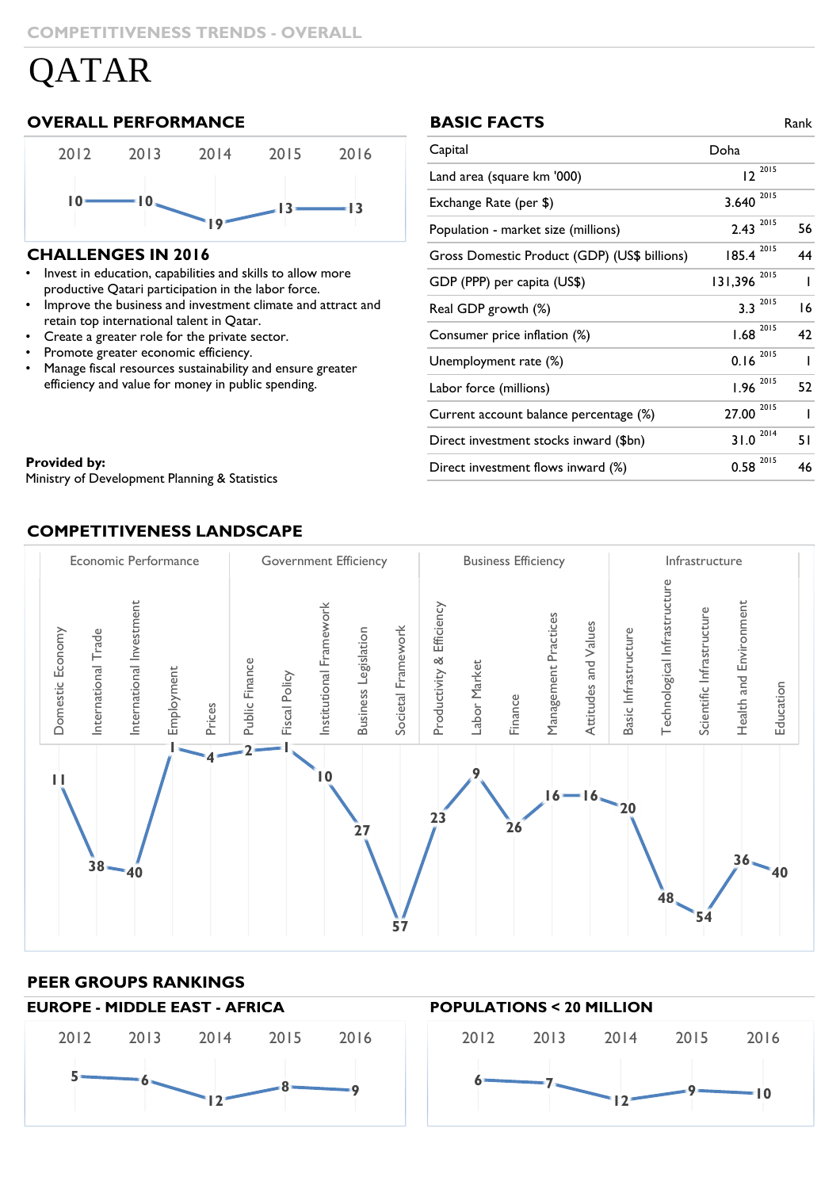COMPETITIVENESS TRENDS - OVERALL

# QATAR

## OVERALL PERFORMANCE

| 2012 | 2013 | 2014 | 2015 | 2016 |
|---|---|---|---|---|
| 10 | 10 | 19 | 13 | 13 |

## CHALLENGES IN 2016

- Invest in education, capabilities and skills to allow more productive Qatari participation in the labor force.
- Improve the business and investment climate and attract and retain top international talent in Qatar.
- Create a greater role for the private sector.
- Promote greater economic efficiency.
- Manage fiscal resources sustainability and ensure greater efficiency and value for money in public spending.

**Provided by:**
Ministry of Development Planning & Statistics

## BASIC FACTS

| | | Year | Rank |
|---|---|---|---|
| Capital | Doha | | |
| Land area (square km '000) | 12 | 2015 | |
| Exchange Rate (per $) | 3.640 | 2015 | |
| Population - market size (millions) | 2.43 | 2015 | 56 |
| Gross Domestic Product (GDP) (US$ billions) | 185.4 | 2015 | 44 |
| GDP (PPP) per capita (US$) | 131,396 | 2015 | 1 |
| Real GDP growth (%) | 3.3 | 2015 | 16 |
| Consumer price inflation (%) | 1.68 | 2015 | 42 |
| Unemployment rate (%) | 0.16 | 2015 | 1 |
| Labor force (millions) | 1.96 | 2015 | 52 |
| Current account balance percentage (%) | 27.00 | 2015 | 1 |
| Direct investment stocks inward ($bn) | 31.0 | 2014 | 51 |
| Direct investment flows inward (%) | 0.58 | 2015 | 46 |

## COMPETITIVENESS LANDSCAPE

| Factor | Sub-factor | Rank |
|---|---|---|
| Economic Performance | Domestic Economy | 11 |
| | International Trade | 38 |
| | International Investment | 40 |
| | Employment | 1 |
| | Prices | 4 |
| Government Efficiency | Public Finance | 2 |
| | Fiscal Policy | 1 |
| | Institutional Framework | 10 |
| | Business Legislation | 27 |
| | Societal Framework | 57 |
| Business Efficiency | Productivity & Efficiency | 23 |
| | Labor Market | 9 |
| | Finance | 26 |
| | Management Practices | 16 |
| | Attitudes and Values | 16 |
| Infrastructure | Basic Infrastructure | 20 |
| | Technological Infrastructure | 48 |
| | Scientific Infrastructure | 54 |
| | Health and Environment | 36 |
| | Education | 40 |

## PEER GROUPS RANKINGS

### EUROPE - MIDDLE EAST - AFRICA

| 2012 | 2013 | 2014 | 2015 | 2016 |
|---|---|---|---|---|
| 5 | 6 | 12 | 8 | 9 |

### POPULATIONS < 20 MILLION

| 2012 | 2013 | 2014 | 2015 | 2016 |
|---|---|---|---|---|
| 6 | 7 | 12 | 9 | 10 |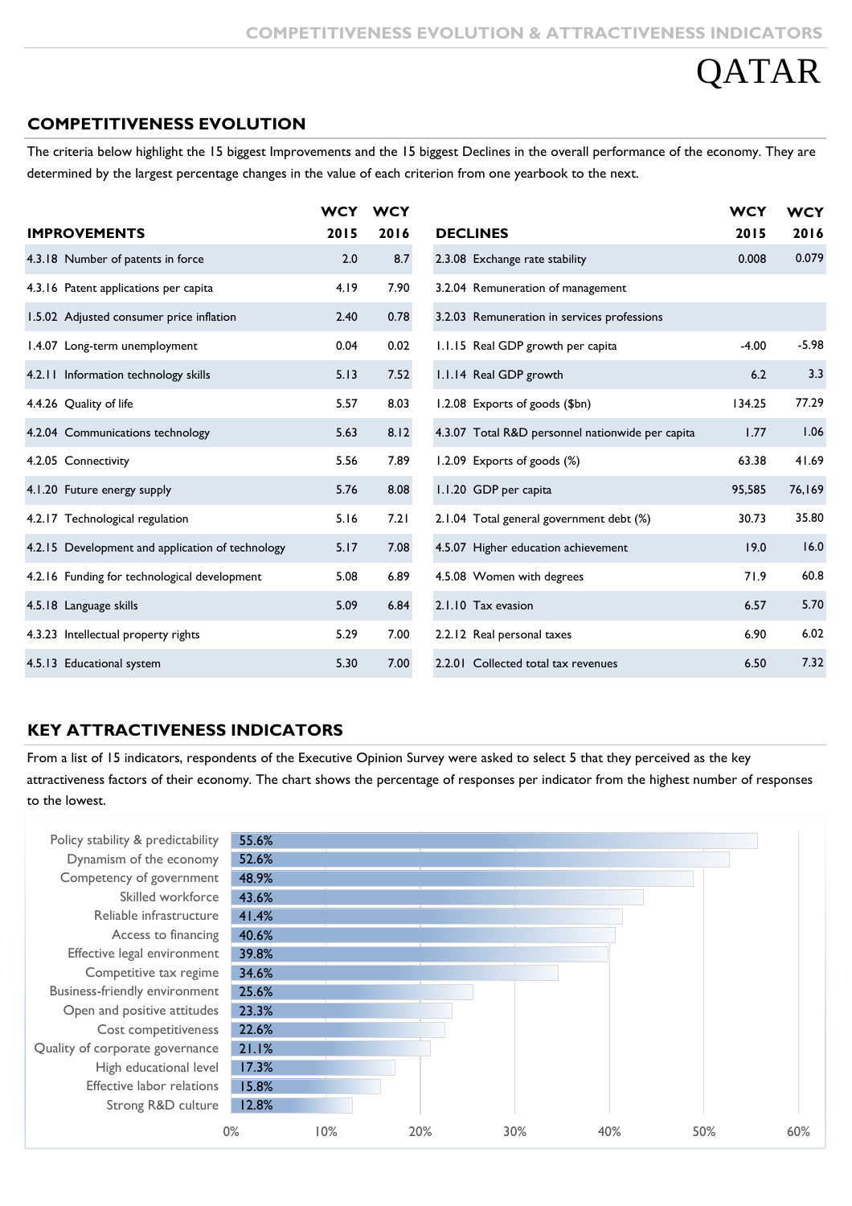# QATAR

## COMPETITIVENESS EVOLUTION

The criteria below highlight the 15 biggest Improvements and the 15 biggest Declines in the overall performance of the economy. They are determined by the largest percentage changes in the value of each criterion from one yearbook to the next.

| IMPROVEMENTS | WCY 2015 | WCY 2016 |
|---|---|---|
| 4.3.18 Number of patents in force | 2.0 | 8.7 |
| 4.3.16 Patent applications per capita | 4.19 | 7.90 |
| 1.5.02 Adjusted consumer price inflation | 2.40 | 0.78 |
| 1.4.07 Long-term unemployment | 0.04 | 0.02 |
| 4.2.11 Information technology skills | 5.13 | 7.52 |
| 4.4.26 Quality of life | 5.57 | 8.03 |
| 4.2.04 Communications technology | 5.63 | 8.12 |
| 4.2.05 Connectivity | 5.56 | 7.89 |
| 4.1.20 Future energy supply | 5.76 | 8.08 |
| 4.2.17 Technological regulation | 5.16 | 7.21 |
| 4.2.15 Development and application of technology | 5.17 | 7.08 |
| 4.2.16 Funding for technological development | 5.08 | 6.89 |
| 4.5.18 Language skills | 5.09 | 6.84 |
| 4.3.23 Intellectual property rights | 5.29 | 7.00 |
| 4.5.13 Educational system | 5.30 | 7.00 |

| DECLINES | WCY 2015 | WCY 2016 |
|---|---|---|
| 2.3.08 Exchange rate stability | 0.008 | 0.079 |
| 3.2.04 Remuneration of management | | |
| 3.2.03 Remuneration in services professions | | |
| 1.1.15 Real GDP growth per capita | -4.00 | -5.98 |
| 1.1.14 Real GDP growth | 6.2 | 3.3 |
| 1.2.08 Exports of goods ($bn) | 134.25 | 77.29 |
| 4.3.07 Total R&D personnel nationwide per capita | 1.77 | 1.06 |
| 1.2.09 Exports of goods (%) | 63.38 | 41.69 |
| 1.1.20 GDP per capita | 95,585 | 76,169 |
| 2.1.04 Total general government debt (%) | 30.73 | 35.80 |
| 4.5.07 Higher education achievement | 19.0 | 16.0 |
| 4.5.08 Women with degrees | 71.9 | 60.8 |
| 2.1.10 Tax evasion | 6.57 | 5.70 |
| 2.2.12 Real personal taxes | 6.90 | 6.02 |
| 2.2.01 Collected total tax revenues | 6.50 | 7.32 |

## KEY ATTRACTIVENESS INDICATORS

From a list of 15 indicators, respondents of the Executive Opinion Survey were asked to select 5 that they perceived as the key attractiveness factors of their economy. The chart shows the percentage of responses per indicator from the highest number of responses to the lowest.

| Indicator | % of responses |
|---|---|
| Policy stability & predictability | 55.6% |
| Dynamism of the economy | 52.6% |
| Competency of government | 48.9% |
| Skilled workforce | 43.6% |
| Reliable infrastructure | 41.4% |
| Access to financing | 40.6% |
| Effective legal environment | 39.8% |
| Competitive tax regime | 34.6% |
| Business-friendly environment | 25.6% |
| Open and positive attitudes | 23.3% |
| Cost competitiveness | 22.6% |
| Quality of corporate governance | 21.1% |
| High educational level | 17.3% |
| Effective labor relations | 15.8% |
| Strong R&D culture | 12.8% |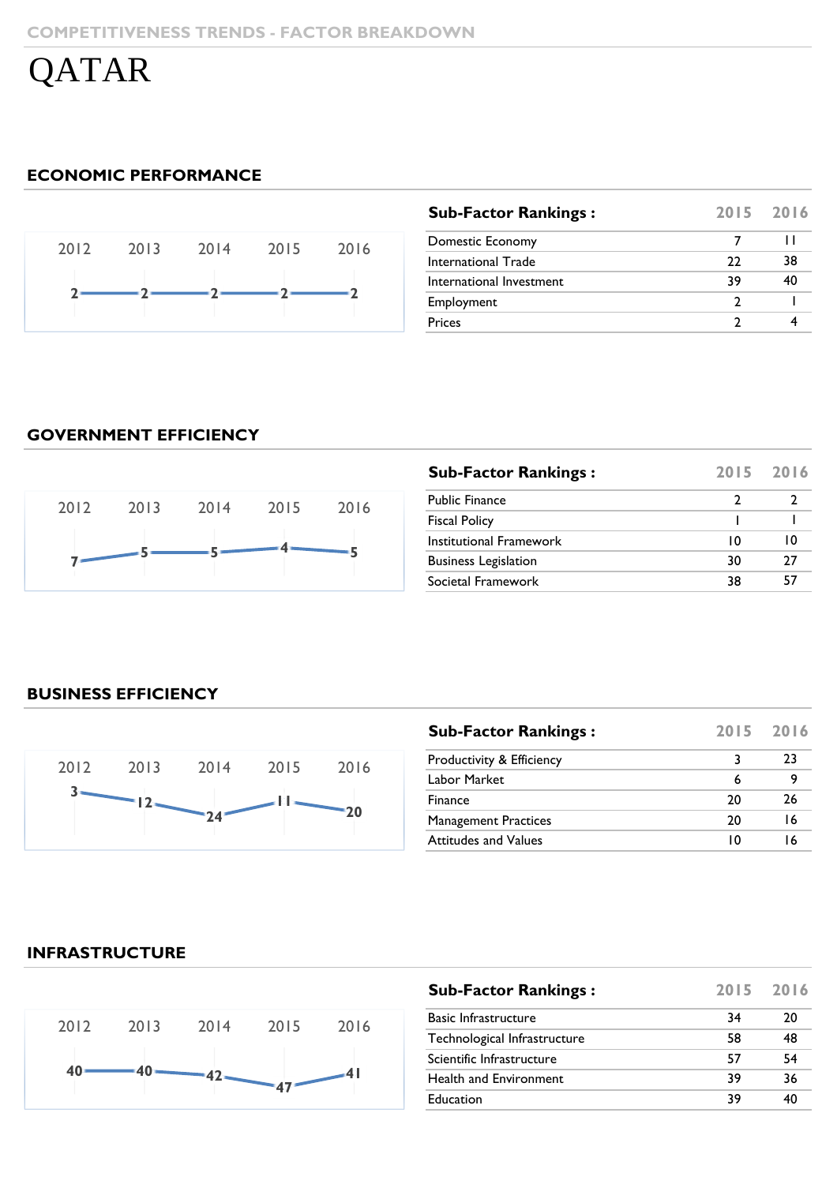COMPETITIVENESS TRENDS - FACTOR BREAKDOWN

# QATAR

## ECONOMIC PERFORMANCE

| 2012 | 2013 | 2014 | 2015 | 2016 |
|---|---|---|---|---|
| 2 | 2 | 2 | 2 | 2 |

| Sub-Factor Rankings : | 2015 | 2016 |
|---|---|---|
| Domestic Economy | 7 | 11 |
| International Trade | 22 | 38 |
| International Investment | 39 | 40 |
| Employment | 2 | 1 |
| Prices | 2 | 4 |

## GOVERNMENT EFFICIENCY

| 2012 | 2013 | 2014 | 2015 | 2016 |
|---|---|---|---|---|
| 7 | 5 | 5 | 4 | 5 |

| Sub-Factor Rankings : | 2015 | 2016 |
|---|---|---|
| Public Finance | 2 | 2 |
| Fiscal Policy | 1 | 1 |
| Institutional Framework | 10 | 10 |
| Business Legislation | 30 | 27 |
| Societal Framework | 38 | 57 |

## BUSINESS EFFICIENCY

| 2012 | 2013 | 2014 | 2015 | 2016 |
|---|---|---|---|---|
| 3 | 12 | 24 | 11 | 20 |

| Sub-Factor Rankings : | 2015 | 2016 |
|---|---|---|
| Productivity & Efficiency | 3 | 23 |
| Labor Market | 6 | 9 |
| Finance | 20 | 26 |
| Management Practices | 20 | 16 |
| Attitudes and Values | 10 | 16 |

## INFRASTRUCTURE

| 2012 | 2013 | 2014 | 2015 | 2016 |
|---|---|---|---|---|
| 40 | 40 | 42 | 47 | 41 |

| Sub-Factor Rankings : | 2015 | 2016 |
|---|---|---|
| Basic Infrastructure | 34 | 20 |
| Technological Infrastructure | 58 | 48 |
| Scientific Infrastructure | 57 | 54 |
| Health and Environment | 39 | 36 |
| Education | 39 | 40 |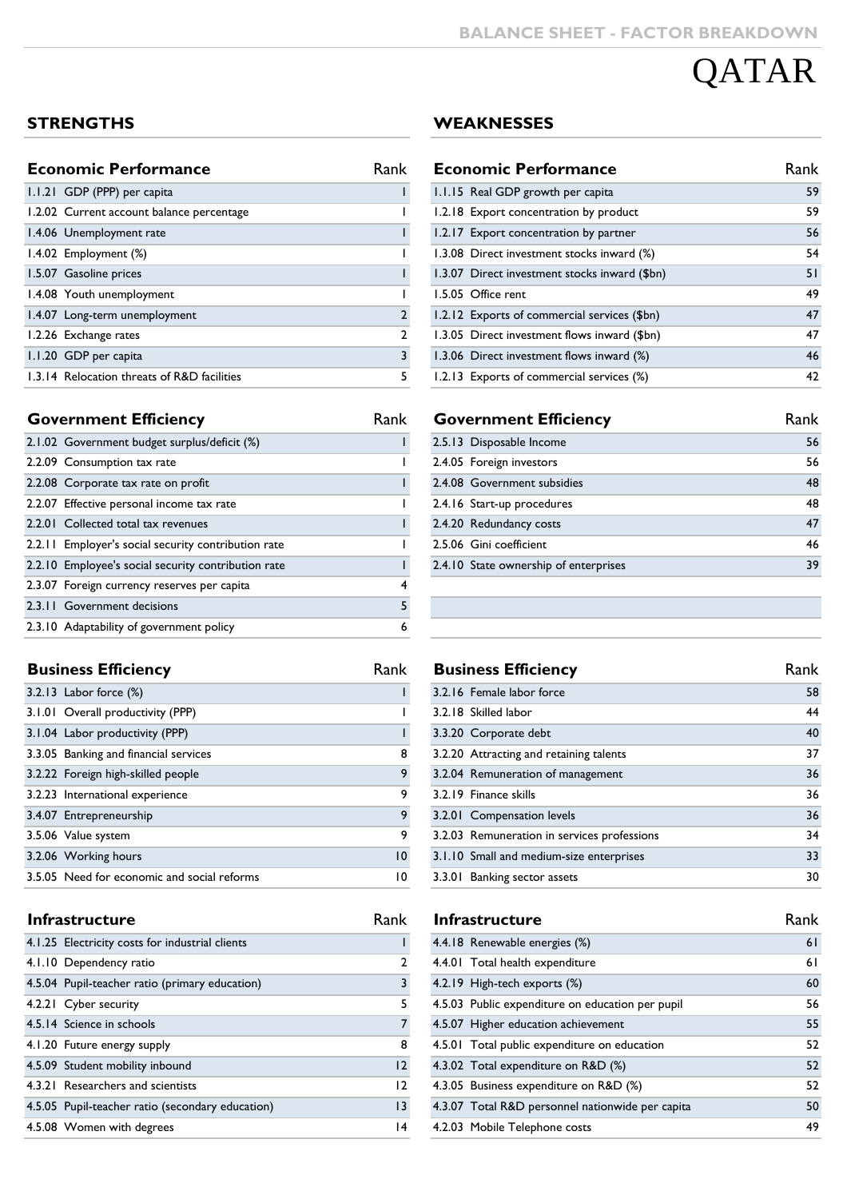# QATAR

## BALANCE SHEET - FACTOR BREAKDOWN

## STRENGTHS

### Economic Performance

| Economic Performance | Rank |
|---|---|
| 1.1.21 GDP (PPP) per capita | 1 |
| 1.2.02 Current account balance percentage | 1 |
| 1.4.06 Unemployment rate | 1 |
| 1.4.02 Employment (%) | 1 |
| 1.5.07 Gasoline prices | 1 |
| 1.4.08 Youth unemployment | 1 |
| 1.4.07 Long-term unemployment | 2 |
| 1.2.26 Exchange rates | 2 |
| 1.1.20 GDP per capita | 3 |
| 1.3.14 Relocation threats of R&D facilities | 5 |

### Government Efficiency

| Government Efficiency | Rank |
|---|---|
| 2.1.02 Government budget surplus/deficit (%) | 1 |
| 2.2.09 Consumption tax rate | 1 |
| 2.2.08 Corporate tax rate on profit | 1 |
| 2.2.07 Effective personal income tax rate | 1 |
| 2.2.01 Collected total tax revenues | 1 |
| 2.2.11 Employer's social security contribution rate | 1 |
| 2.2.10 Employee's social security contribution rate | 1 |
| 2.3.07 Foreign currency reserves per capita | 4 |
| 2.3.11 Government decisions | 5 |
| 2.3.10 Adaptability of government policy | 6 |

### Business Efficiency

| Business Efficiency | Rank |
|---|---|
| 3.2.13 Labor force (%) | 1 |
| 3.1.01 Overall productivity (PPP) | 1 |
| 3.1.04 Labor productivity (PPP) | 1 |
| 3.3.05 Banking and financial services | 8 |
| 3.2.22 Foreign high-skilled people | 9 |
| 3.2.23 International experience | 9 |
| 3.4.07 Entrepreneurship | 9 |
| 3.5.06 Value system | 9 |
| 3.2.06 Working hours | 10 |
| 3.5.05 Need for economic and social reforms | 10 |

### Infrastructure

| Infrastructure | Rank |
|---|---|
| 4.1.25 Electricity costs for industrial clients | 1 |
| 4.1.10 Dependency ratio | 2 |
| 4.5.04 Pupil-teacher ratio (primary education) | 3 |
| 4.2.21 Cyber security | 5 |
| 4.5.14 Science in schools | 7 |
| 4.1.20 Future energy supply | 8 |
| 4.5.09 Student mobility inbound | 12 |
| 4.3.21 Researchers and scientists | 12 |
| 4.5.05 Pupil-teacher ratio (secondary education) | 13 |
| 4.5.08 Women with degrees | 14 |

## WEAKNESSES

### Economic Performance

| Economic Performance | Rank |
|---|---|
| 1.1.15 Real GDP growth per capita | 59 |
| 1.2.18 Export concentration by product | 59 |
| 1.2.17 Export concentration by partner | 56 |
| 1.3.08 Direct investment stocks inward (%) | 54 |
| 1.3.07 Direct investment stocks inward ($bn) | 51 |
| 1.5.05 Office rent | 49 |
| 1.2.12 Exports of commercial services ($bn) | 47 |
| 1.3.05 Direct investment flows inward ($bn) | 47 |
| 1.3.06 Direct investment flows inward (%) | 46 |
| 1.2.13 Exports of commercial services (%) | 42 |

### Government Efficiency

| Government Efficiency | Rank |
|---|---|
| 2.5.13 Disposable Income | 56 |
| 2.4.05 Foreign investors | 56 |
| 2.4.08 Government subsidies | 48 |
| 2.4.16 Start-up procedures | 48 |
| 2.4.20 Redundancy costs | 47 |
| 2.5.06 Gini coefficient | 46 |
| 2.4.10 State ownership of enterprises | 39 |

### Business Efficiency

| Business Efficiency | Rank |
|---|---|
| 3.2.16 Female labor force | 58 |
| 3.2.18 Skilled labor | 44 |
| 3.3.20 Corporate debt | 40 |
| 3.2.20 Attracting and retaining talents | 37 |
| 3.2.04 Remuneration of management | 36 |
| 3.2.19 Finance skills | 36 |
| 3.2.01 Compensation levels | 36 |
| 3.2.03 Remuneration in services professions | 34 |
| 3.1.10 Small and medium-size enterprises | 33 |
| 3.3.01 Banking sector assets | 30 |

### Infrastructure

| Infrastructure | Rank |
|---|---|
| 4.4.18 Renewable energies (%) | 61 |
| 4.4.01 Total health expenditure | 61 |
| 4.2.19 High-tech exports (%) | 60 |
| 4.5.03 Public expenditure on education per pupil | 56 |
| 4.5.07 Higher education achievement | 55 |
| 4.5.01 Total public expenditure on education | 52 |
| 4.3.02 Total expenditure on R&D (%) | 52 |
| 4.3.05 Business expenditure on R&D (%) | 52 |
| 4.3.07 Total R&D personnel nationwide per capita | 50 |
| 4.2.03 Mobile Telephone costs | 49 |